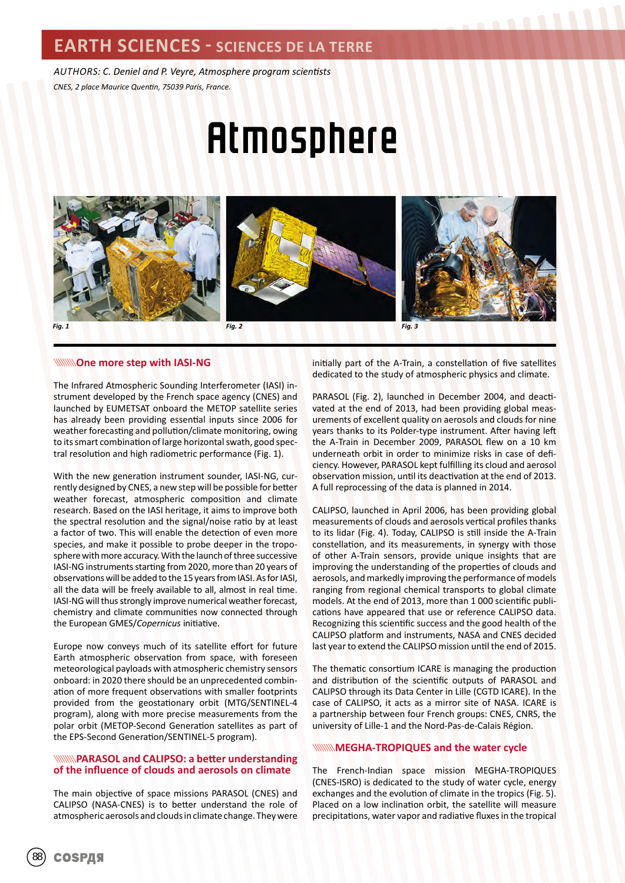# EARTH SCIENCES - SCIENCES DE LA TERRE

*AUTHORS: C. Deniel and P. Veyre, Atmosphere program scientists*

*CNES, 2 place Maurice Quentin, 75039 Paris, France.*

# Atmosphere

*Fig. 1*

*Fig. 2*

*Fig. 3*

## One more step with IASI-NG

The Infrared Atmospheric Sounding Interferometer (IASI) instrument developed by the French space agency (CNES) and launched by EUMETSAT onboard the METOP satellite series has already been providing essential inputs since 2006 for weather forecasting and pollution/climate monitoring, owing to its smart combination of large horizontal swath, good spectral resolution and high radiometric performance (Fig. 1).

With the new generation instrument sounder, IASI-NG, currently designed by CNES, a new step will be possible for better weather forecast, atmospheric composition and climate research. Based on the IASI heritage, it aims to improve both the spectral resolution and the signal/noise ratio by at least a factor of two. This will enable the detection of even more species, and make it possible to probe deeper in the troposphere with more accuracy. With the launch of three successive IASI-NG instruments starting from 2020, more than 20 years of observations will be added to the 15 years from IASI. As for IASI, all the data will be freely available to all, almost in real time. IASI-NG will thus strongly improve numerical weather forecast, chemistry and climate communities now connected through the European GMES/*Copernicus* initiative.

Europe now conveys much of its satellite effort for future Earth atmospheric observation from space, with foreseen meteorological payloads with atmospheric chemistry sensors onboard: in 2020 there should be an unprecedented combination of more frequent observations with smaller footprints provided from the geostationary orbit (MTG/SENTINEL-4 program), along with more precise measurements from the polar orbit (METOP-Second Generation satellites as part of the EPS-Second Generation/SENTINEL-5 program).

## PARASOL and CALIPSO: a better understanding of the influence of clouds and aerosols on climate

The main objective of space missions PARASOL (CNES) and CALIPSO (NASA-CNES) is to better understand the role of atmospheric aerosols and clouds in climate change. They were initially part of the A-Train, a constellation of five satellites dedicated to the study of atmospheric physics and climate.

PARASOL (Fig. 2), launched in December 2004, and deactivated at the end of 2013, had been providing global measurements of excellent quality on aerosols and clouds for nine years thanks to its Polder-type instrument. After having left the A-Train in December 2009, PARASOL flew on a 10 km underneath orbit in order to minimize risks in case of deficiency. However, PARASOL kept fulfilling its cloud and aerosol observation mission, until its deactivation at the end of 2013. A full reprocessing of the data is planned in 2014.

CALIPSO, launched in April 2006, has been providing global measurements of clouds and aerosols vertical profiles thanks to its lidar (Fig. 4). Today, CALIPSO is still inside the A-Train constellation, and its measurements, in synergy with those of other A-Train sensors, provide unique insights that are improving the understanding of the properties of clouds and aerosols, and markedly improving the performance of models ranging from regional chemical transports to global climate models. At the end of 2013, more than 1 000 scientific publications have appeared that use or reference CALIPSO data. Recognizing this scientific success and the good health of the CALIPSO platform and instruments, NASA and CNES decided last year to extend the CALIPSO mission until the end of 2015.

The thematic consortium ICARE is managing the production and distribution of the scientific outputs of PARASOL and CALIPSO through its Data Center in Lille (CGTD ICARE). In the case of CALIPSO, it acts as a mirror site of NASA. ICARE is a partnership between four French groups: CNES, CNRS, the university of Lille-1 and the Nord-Pas-de-Calais Région.

## MEGHA-TROPIQUES and the water cycle

The French-Indian space mission MEGHA-TROPIQUES (CNES-ISRO) is dedicated to the study of water cycle, energy exchanges and the evolution of climate in the tropics (Fig. 5). Placed on a low inclination orbit, the satellite will measure precipitations, water vapor and radiative fluxes in the tropical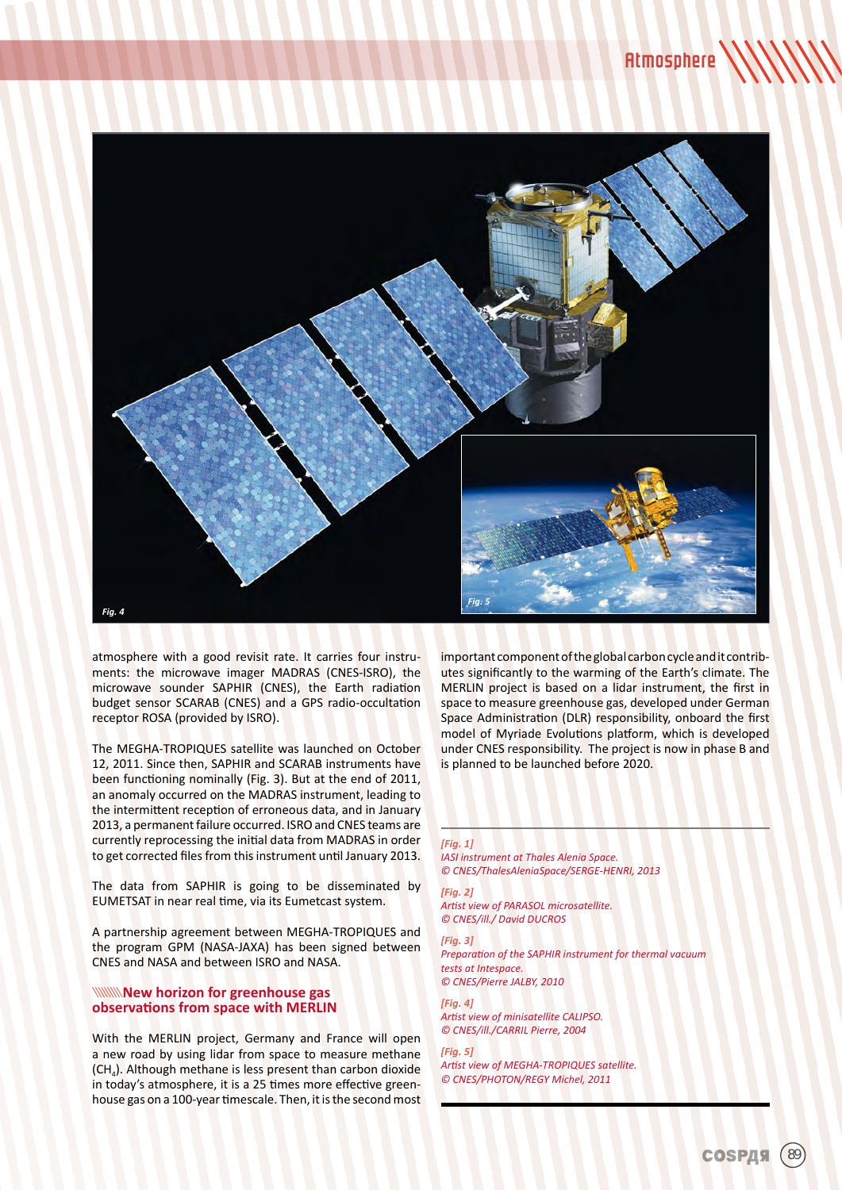Fig. 4

Fig. 5

atmosphere with a good revisit rate. It carries four instruments: the microwave imager MADRAS (CNES-ISRO), the microwave sounder SAPHIR (CNES), the Earth radiation budget sensor SCARAB (CNES) and a GPS radio-occultation receptor ROSA (provided by ISRO).

The MEGHA-TROPIQUES satellite was launched on October 12, 2011. Since then, SAPHIR and SCARAB instruments have been functioning nominally (Fig. 3). But at the end of 2011, an anomaly occurred on the MADRAS instrument, leading to the intermittent reception of erroneous data, and in January 2013, a permanent failure occurred. ISRO and CNES teams are currently reprocessing the initial data from MADRAS in order to get corrected files from this instrument until January 2013.

The data from SAPHIR is going to be disseminated by EUMETSAT in near real time, via its Eumetcast system.

A partnership agreement between MEGHA-TROPIQUES and the program GPM (NASA-JAXA) has been signed between CNES and NASA and between ISRO and NASA.

## New horizon for greenhouse gas observations from space with MERLIN

With the MERLIN project, Germany and France will open a new road by using lidar from space to measure methane ($CH_4$). Although methane is less present than carbon dioxide in today's atmosphere, it is a 25 times more effective greenhouse gas on a 100-year timescale. Then, it is the second most important component of the global carbon cycle and it contributes significantly to the warming of the Earth's climate. The MERLIN project is based on a lidar instrument, the first in space to measure greenhouse gas, developed under German Space Administration (DLR) responsibility, onboard the first model of Myriade Evolutions platform, which is developed under CNES responsibility. The project is now in phase B and is planned to be launched before 2020.

*[Fig. 1]*
*IASI instrument at Thales Alenia Space.*
*© CNES/ThalesAleniaSpace/SERGE-HENRI, 2013*

*[Fig. 2]*
*Artist view of PARASOL microsatellite.*
*© CNES/ill./ David DUCROS*

*[Fig. 3]*
*Preparation of the SAPHIR instrument for thermal vacuum tests at Intespace.*
*© CNES/Pierre JALBY, 2010*

*[Fig. 4]*
*Artist view of minisatellite CALIPSO.*
*© CNES/ill./CARRIL Pierre, 2004*

*[Fig. 5]*
*Artist view of MEGHA-TROPIQUES satellite.*
*© CNES/PHOTON/REGY Michel, 2011*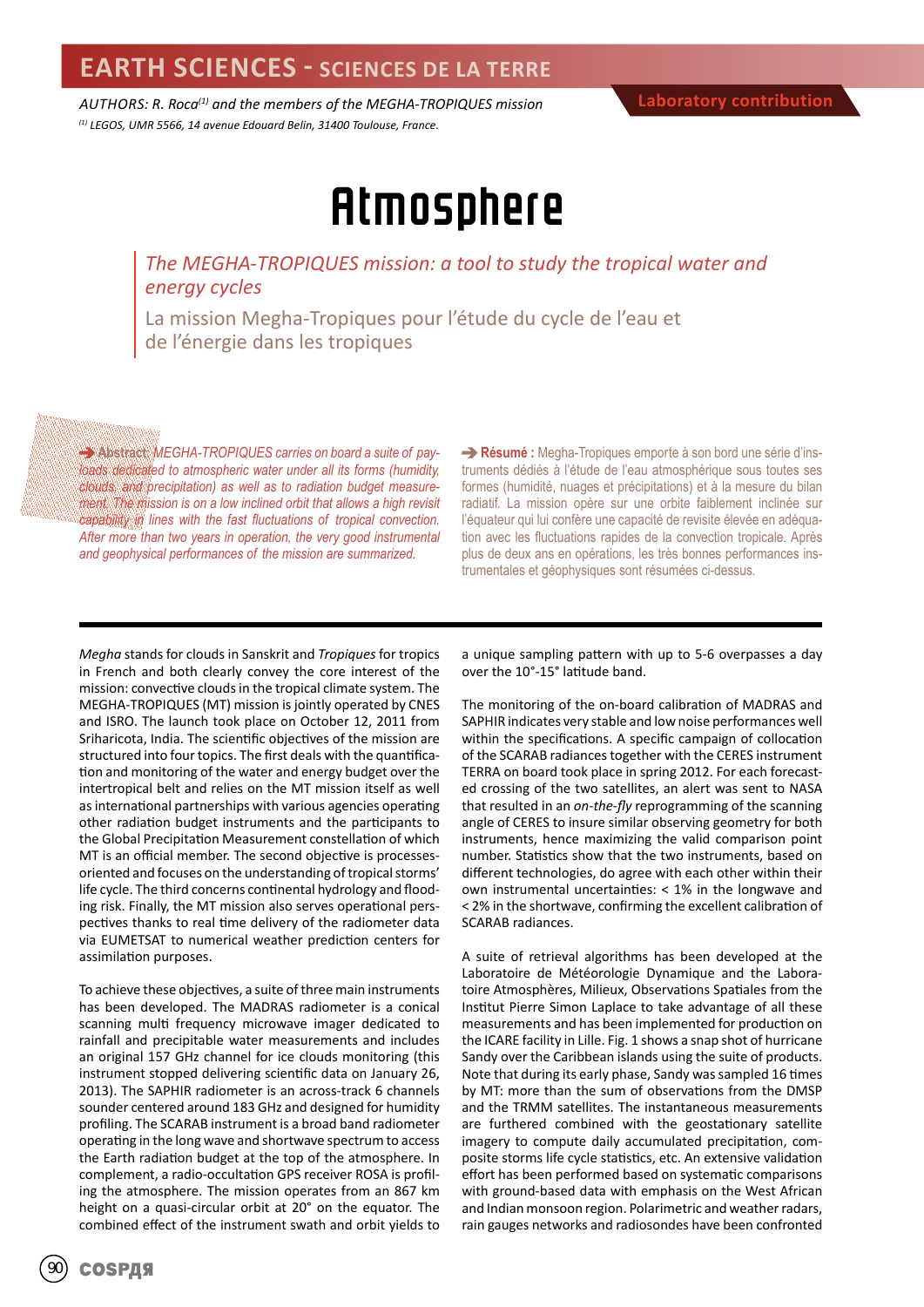# EARTH SCIENCES - SCIENCES DE LA TERRE

*AUTHORS: R. Roca[1] and the members of the MEGHA-TROPIQUES mission*

*[1] LEGOS, UMR 5566, 14 avenue Edouard Belin, 31400 Toulouse, France.*

Laboratory contribution

# Atmosphere

## *The MEGHA-TROPIQUES mission: a tool to study the tropical water and energy cycles*

## La mission Megha-Tropiques pour l'étude du cycle de l'eau et de l'énergie dans les tropiques

➔ **Abstract:** *MEGHA-TROPIQUES carries on board a suite of payloads dedicated to atmospheric water under all its forms (humidity, clouds, and precipitation) as well as to radiation budget measurement. The mission is on a low inclined orbit that allows a high revisit capability in lines with the fast fluctuations of tropical convection. After more than two years in operation, the very good instrumental and geophysical performances of the mission are summarized.*

➔ **Résumé :** Megha-Tropiques emporte à son bord une série d'instruments dédiés à l'étude de l'eau atmosphérique sous toutes ses formes (humidité, nuages et précipitations) et à la mesure du bilan radiatif. La mission opère sur une orbite faiblement inclinée sur l'équateur qui lui confère une capacité de revisite élevée en adéquation avec les fluctuations rapides de la convection tropicale. Après plus de deux ans en opérations, les très bonnes performances instrumentales et géophysiques sont résumées ci-dessus.

*Megha* stands for clouds in Sanskrit and *Tropiques* for tropics in French and both clearly convey the core interest of the mission: convective clouds in the tropical climate system. The MEGHA-TROPIQUES (MT) mission is jointly operated by CNES and ISRO. The launch took place on October 12, 2011 from Sriharicota, India. The scientific objectives of the mission are structured into four topics. The first deals with the quantification and monitoring of the water and energy budget over the intertropical belt and relies on the MT mission itself as well as international partnerships with various agencies operating other radiation budget instruments and the participants to the Global Precipitation Measurement constellation of which MT is an official member. The second objective is processes-oriented and focuses on the understanding of tropical storms' life cycle. The third concerns continental hydrology and flooding risk. Finally, the MT mission also serves operational perspectives thanks to real time delivery of the radiometer data via EUMETSAT to numerical weather prediction centers for assimilation purposes.

To achieve these objectives, a suite of three main instruments has been developed. The MADRAS radiometer is a conical scanning multi frequency microwave imager dedicated to rainfall and precipitable water measurements and includes an original 157 GHz channel for ice clouds monitoring (this instrument stopped delivering scientific data on January 26, 2013). The SAPHIR radiometer is an across-track 6 channels sounder centered around 183 GHz and designed for humidity profiling. The SCARAB instrument is a broad band radiometer operating in the long wave and shortwave spectrum to access the Earth radiation budget at the top of the atmosphere. In complement, a radio-occultation GPS receiver ROSA is profiling the atmosphere. The mission operates from an 867 km height on a quasi-circular orbit at 20° on the equator. The combined effect of the instrument swath and orbit yields to a unique sampling pattern with up to 5-6 overpasses a day over the 10°-15° latitude band.

The monitoring of the on-board calibration of MADRAS and SAPHIR indicates very stable and low noise performances well within the specifications. A specific campaign of collocation of the SCARAB radiances together with the CERES instrument TERRA on board took place in spring 2012. For each forecasted crossing of the two satellites, an alert was sent to NASA that resulted in an *on-the-fly* reprogramming of the scanning angle of CERES to insure similar observing geometry for both instruments, hence maximizing the valid comparison point number. Statistics show that the two instruments, based on different technologies, do agree with each other within their own instrumental uncertainties: < 1% in the longwave and < 2% in the shortwave, confirming the excellent calibration of SCARAB radiances.

A suite of retrieval algorithms has been developed at the Laboratoire de Météorologie Dynamique and the Laboratoire Atmosphères, Milieux, Observations Spatiales from the Institut Pierre Simon Laplace to take advantage of all these measurements and has been implemented for production on the ICARE facility in Lille. Fig. 1 shows a snap shot of hurricane Sandy over the Caribbean islands using the suite of products. Note that during its early phase, Sandy was sampled 16 times by MT: more than the sum of observations from the DMSP and the TRMM satellites. The instantaneous measurements are furthered combined with the geostationary satellite imagery to compute daily accumulated precipitation, composite storms life cycle statistics, etc. An extensive validation effort has been performed based on systematic comparisons with ground-based data with emphasis on the West African and Indian monsoon region. Polarimetric and weather radars, rain gauges networks and radiosondes have been confronted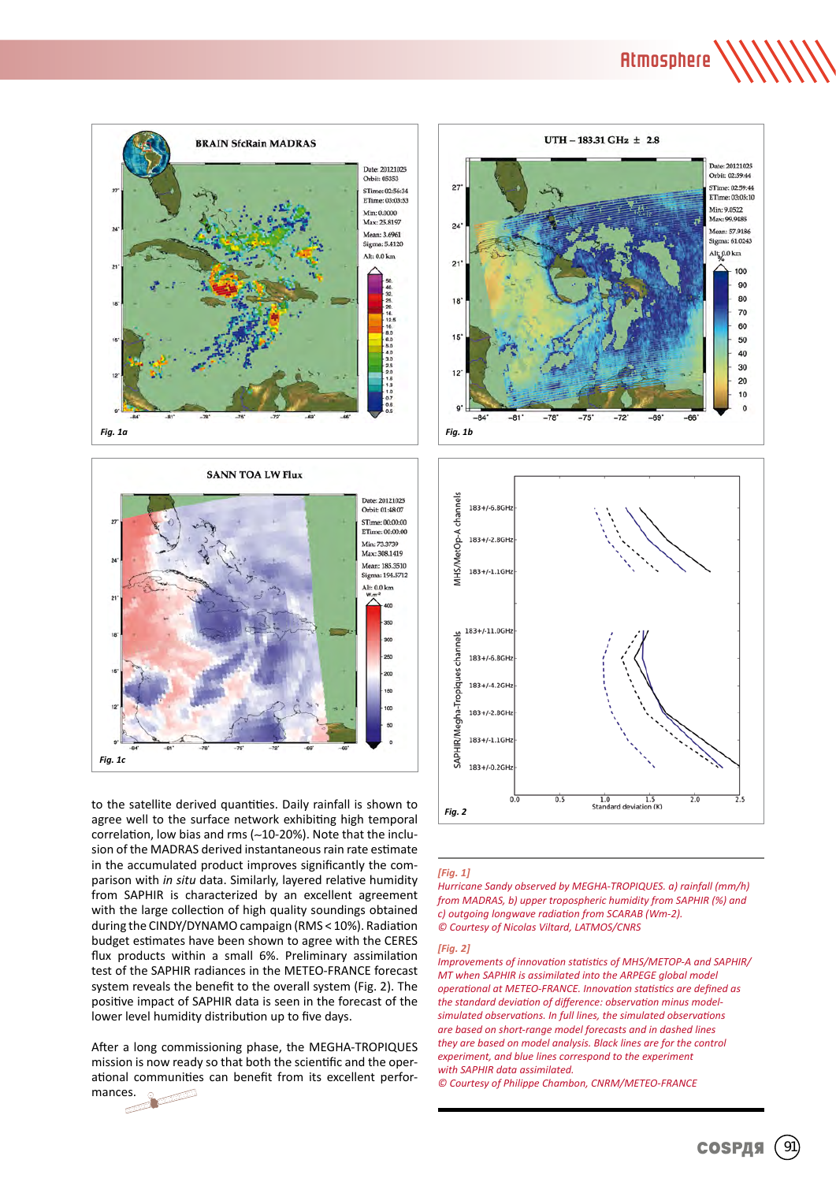to the satellite derived quantities. Daily rainfall is shown to agree well to the surface network exhibiting high temporal correlation, low bias and rms (~10-20%). Note that the inclusion of the MADRAS derived instantaneous rain rate estimate in the accumulated product improves significantly the comparison with *in situ* data. Similarly, layered relative humidity from SAPHIR is characterized by an excellent agreement with the large collection of high quality soundings obtained during the CINDY/DYNAMO campaign (RMS < 10%). Radiation budget estimates have been shown to agree with the CERES flux products within a small 6%. Preliminary assimilation test of the SAPHIR radiances in the METEO-FRANCE forecast system reveals the benefit to the overall system (Fig. 2). The positive impact of SAPHIR data is seen in the forecast of the lower level humidity distribution up to five days.

After a long commissioning phase, the MEGHA-TROPIQUES mission is now ready so that both the scientific and the operational communities can benefit from its excellent performances.

*[Fig. 1]*
*Hurricane Sandy observed by MEGHA-TROPIQUES. a) rainfall (mm/h) from MADRAS, b) upper tropospheric humidity from SAPHIR (%) and c) outgoing longwave radiation from SCARAB (Wm-2).*
*© Courtesy of Nicolas Viltard, LATMOS/CNRS*

*[Fig. 2]*
*Improvements of innovation statistics of MHS/METOP-A and SAPHIR/MT when SAPHIR is assimilated into the ARPEGE global model operational at METEO-FRANCE. Innovation statistics are defined as the standard deviation of difference: observation minus model-simulated observations. In full lines, the simulated observations are based on short-range model forecasts and in dashed lines they are based on model analysis. Black lines are for the control experiment, and blue lines correspond to the experiment with SAPHIR data assimilated.*
*© Courtesy of Philippe Chambon, CNRM/METEO-FRANCE*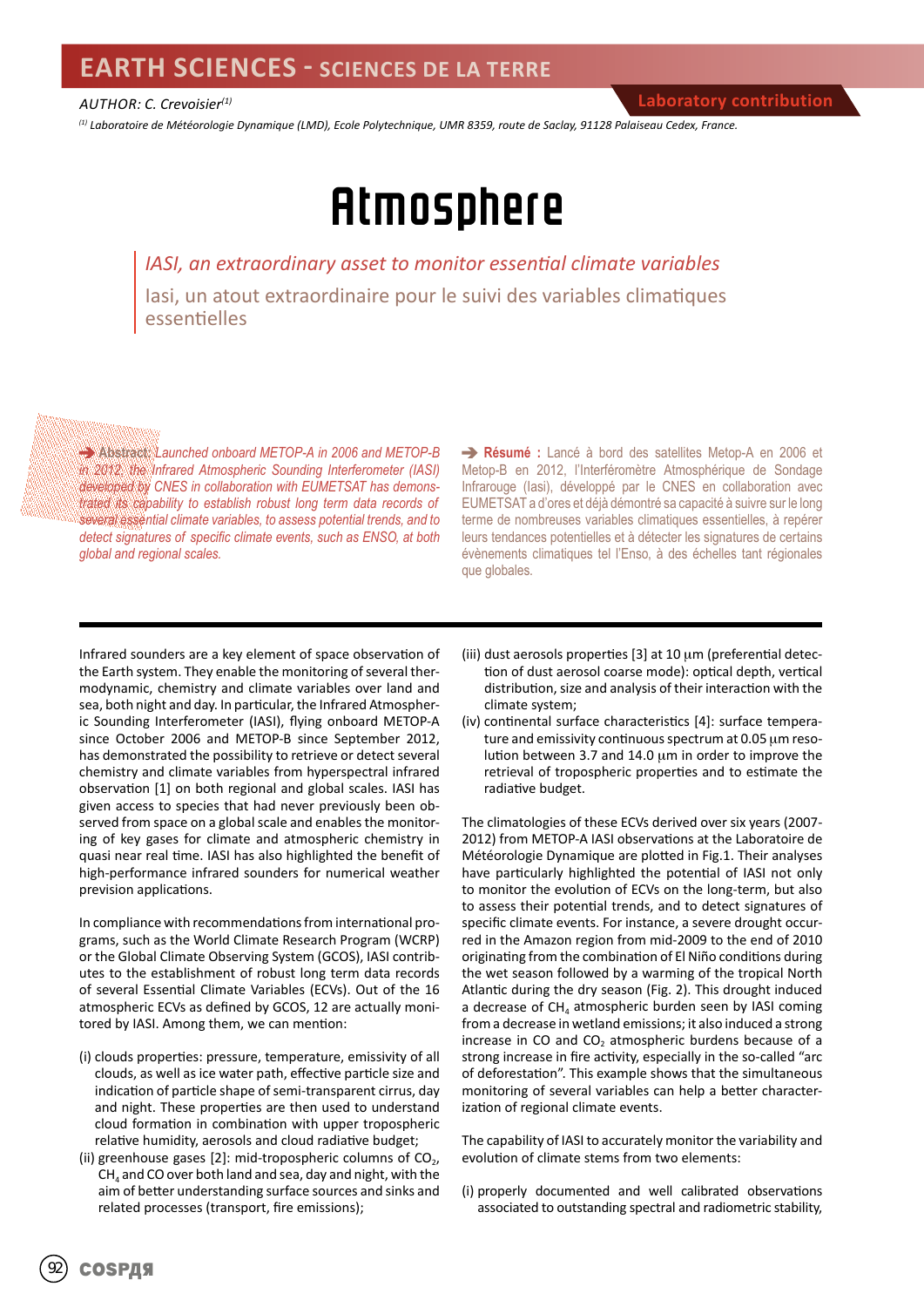# EARTH SCIENCES - SCIENCES DE LA TERRE

*AUTHOR: C. Crevoisier*[1]

**Laboratory contribution**

[1] *Laboratoire de Météorologie Dynamique (LMD), Ecole Polytechnique, UMR 8359, route de Saclay, 91128 Palaiseau Cedex, France.*

# Atmosphere

## *IASI, an extraordinary asset to monitor essential climate variables*

## Iasi, un atout extraordinaire pour le suivi des variables climatiques essentielles

➔ **Abstract:** *Launched onboard METOP-A in 2006 and METOP-B in 2012, the Infrared Atmospheric Sounding Interferometer (IASI) developed by CNES in collaboration with EUMETSAT has demonstrated its capability to establish robust long term data records of several essential climate variables, to assess potential trends, and to detect signatures of specific climate events, such as ENSO, at both global and regional scales.*

➔ **Résumé :** Lancé à bord des satellites Metop-A en 2006 et Metop-B en 2012, l'Interféromètre Atmosphérique de Sondage Infrarouge (Iasi), développé par le CNES en collaboration avec EUMETSAT a d'ores et déjà démontré sa capacité à suivre sur le long terme de nombreuses variables climatiques essentielles, à repérer leurs tendances potentielles et à détecter les signatures de certains évènements climatiques tel l'Enso, à des échelles tant régionales que globales.

Infrared sounders are a key element of space observation of the Earth system. They enable the monitoring of several thermodynamic, chemistry and climate variables over land and sea, both night and day. In particular, the Infrared Atmospheric Sounding Interferometer (IASI), flying onboard METOP-A since October 2006 and METOP-B since September 2012, has demonstrated the possibility to retrieve or detect several chemistry and climate variables from hyperspectral infrared observation [1] on both regional and global scales. IASI has given access to species that had never previously been observed from space on a global scale and enables the monitoring of key gases for climate and atmospheric chemistry in quasi near real time. IASI has also highlighted the benefit of high-performance infrared sounders for numerical weather prevision applications.

In compliance with recommendations from international programs, such as the World Climate Research Program (WCRP) or the Global Climate Observing System (GCOS), IASI contributes to the establishment of robust long term data records of several Essential Climate Variables (ECVs). Out of the 16 atmospheric ECVs as defined by GCOS, 12 are actually monitored by IASI. Among them, we can mention:

(i) clouds properties: pressure, temperature, emissivity of all clouds, as well as ice water path, effective particle size and indication of particle shape of semi-transparent cirrus, day and night. These properties are then used to understand cloud formation in combination with upper tropospheric relative humidity, aerosols and cloud radiative budget;

(ii) greenhouse gases [2]: mid-tropospheric columns of $CO_2$, $CH_4$ and CO over both land and sea, day and night, with the aim of better understanding surface sources and sinks and related processes (transport, fire emissions);

(iii) dust aerosols properties [3] at 10 μm (preferential detection of dust aerosol coarse mode): optical depth, vertical distribution, size and analysis of their interaction with the climate system;

(iv) continental surface characteristics [4]: surface temperature and emissivity continuous spectrum at 0.05 μm resolution between 3.7 and 14.0 μm in order to improve the retrieval of tropospheric properties and to estimate the radiative budget.

The climatologies of these ECVs derived over six years (2007-2012) from METOP-A IASI observations at the Laboratoire de Météorologie Dynamique are plotted in Fig.1. Their analyses have particularly highlighted the potential of IASI not only to monitor the evolution of ECVs on the long-term, but also to assess their potential trends, and to detect signatures of specific climate events. For instance, a severe drought occurred in the Amazon region from mid-2009 to the end of 2010 originating from the combination of El Niño conditions during the wet season followed by a warming of the tropical North Atlantic during the dry season (Fig. 2). This drought induced a decrease of $CH_4$ atmospheric burden seen by IASI coming from a decrease in wetland emissions; it also induced a strong increase in CO and $CO_2$ atmospheric burdens because of a strong increase in fire activity, especially in the so-called "arc of deforestation". This example shows that the simultaneous monitoring of several variables can help a better characterization of regional climate events.

The capability of IASI to accurately monitor the variability and evolution of climate stems from two elements:

(i) properly documented and well calibrated observations associated to outstanding spectral and radiometric stability,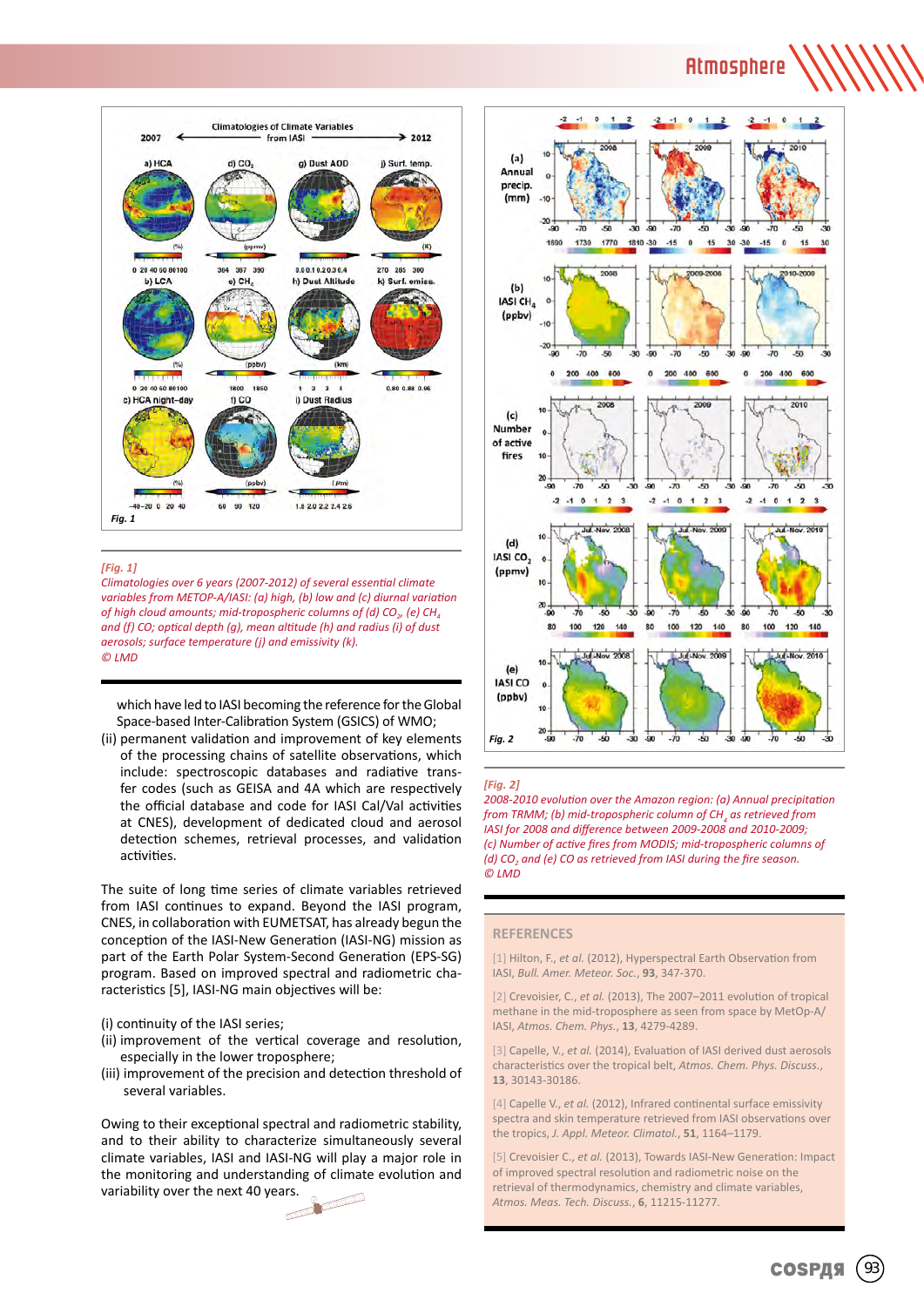2007 ← Climatologies of Climate Variables from IASI → 2012

a) HCA
d) $CO_2$
g) Dust AOD
j) Surf. temp.

(%)
0 20 40 60 80 100
(ppmv)
384 387 390
0.0 0.1 0.2 0.3 0.4
(K)
270 285 300

b) LCA
e) $CH_4$
h) Dust Altitude
k) Surf. emiss.

(%)
0 20 40 60 80 100
(ppbv)
1800 1850
(km)
1 2 3 4
0.80 0.88 0.96

c) HCA night–day
f) CO
i) Dust Radius

(%)
-40 -20 0 20 40
(ppbv)
60 90 120
(μm)
1.8 2.0 2.2 2.4 2.6

*Fig. 1*

*[Fig. 1]*
*Climatologies over 6 years (2007-2012) of several essential climate variables from METOP-A/IASI: (a) high, (b) low and (c) diurnal variation of high cloud amounts; mid-tropospheric columns of (d) $CO_2$, (e) $CH_4$ and (f) CO; optical depth (g), mean altitude (h) and radius (i) of dust aerosols; surface temperature (j) and emissivity (k).*
*© LMD*

which have led to IASI becoming the reference for the Global Space-based Inter-Calibration System (GSICS) of WMO;

(ii) permanent validation and improvement of key elements of the processing chains of satellite observations, which include: spectroscopic databases and radiative transfer codes (such as GEISA and 4A which are respectively the official database and code for IASI Cal/Val activities at CNES), development of dedicated cloud and aerosol detection schemes, retrieval processes, and validation activities.

The suite of long time series of climate variables retrieved from IASI continues to expand. Beyond the IASI program, CNES, in collaboration with EUMETSAT, has already begun the conception of the IASI-New Generation (IASI-NG) mission as part of the Earth Polar System-Second Generation (EPS-SG) program. Based on improved spectral and radiometric characteristics [5], IASI-NG main objectives will be:

(i) continuity of the IASI series;
(ii) improvement of the vertical coverage and resolution, especially in the lower troposphere;
(iii) improvement of the precision and detection threshold of several variables.

Owing to their exceptional spectral and radiometric stability, and to their ability to characterize simultaneously several climate variables, IASI and IASI-NG will play a major role in the monitoring and understanding of climate evolution and variability over the next 40 years.

(a) Annual precip. (mm)
2008 2009 2010
-2 -1 0 1 2
1690 1730 1770 1810 -30 -15 0 15 30 -30 -15 0 15 30

(b) IASI $CH_4$ (ppbv)
2008 2009-2008 2010-2009
0 200 400 600

(c) Number of active fires
2008 2009 2010
-2 -1 0 1 2 3

(d) IASI $CO_2$ (ppmv)
Jul.-Nov. 2008 Jul.-Nov. 2009 Jul.-Nov. 2010
80 100 120 140

(e) IASI CO (ppbv)
Jul.-Nov 2008 Jul.-Nov. 2009 Jul.-Nov. 2010

-90 -70 -50 -30

*Fig. 2*

*[Fig. 2]*
*2008-2010 evolution over the Amazon region: (a) Annual precipitation from TRMM; (b) mid-tropospheric column of $CH_4$ as retrieved from IASI for 2008 and difference between 2009-2008 and 2010-2009; (c) Number of active fires from MODIS; mid-tropospheric columns of (d) $CO_2$ and (e) CO as retrieved from IASI during the fire season.*
*© LMD*

## REFERENCES

[1] Hilton, F., *et al.* (2012), Hyperspectral Earth Observation from IASI, *Bull. Amer. Meteor. Soc.*, **93**, 347-370.

[2] Crevoisier, C., *et al.* (2013), The 2007–2011 evolution of tropical methane in the mid-troposphere as seen from space by MetOp-A/IASI, *Atmos. Chem. Phys.*, **13**, 4279-4289.

[3] Capelle, V., *et al.* (2014), Evaluation of IASI derived dust aerosols characteristics over the tropical belt, *Atmos. Chem. Phys. Discuss.*, **13**, 30143-30186.

[4] Capelle V., *et al.* (2012), Infrared continental surface emissivity spectra and skin temperature retrieved from IASI observations over the tropics, *J. Appl. Meteor. Climatol.*, **51**, 1164–1179.

[5] Crevoisier C., *et al.* (2013), Towards IASI-New Generation: Impact of improved spectral resolution and radiometric noise on the retrieval of thermodynamics, chemistry and climate variables, *Atmos. Meas. Tech. Discuss.*, **6**, 11215-11277.